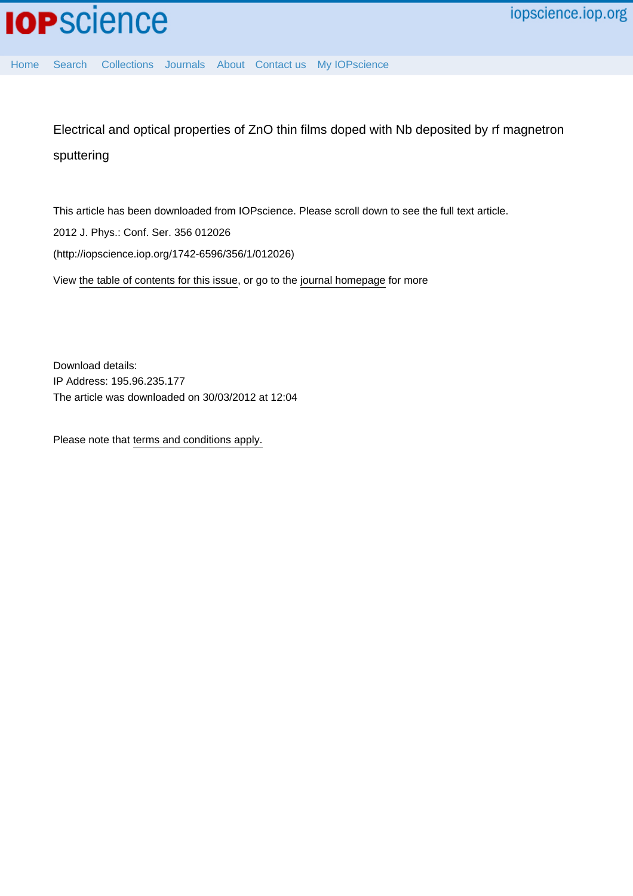# Electrical and optical properties of ZnO thin films doped with Nb deposited by rf magnetron sputtering

This article has been downloaded from IOPscience. Please scroll down to see the full text article.

2012 J. Phys.: Conf. Ser. 356 012026

(http://iopscience.iop.org/1742-6596/356/1/012026)

View the table of contents for this issue, or go to the journal homepage for more

Download details:
IP Address: 195.96.235.177
The article was downloaded on 30/03/2012 at 12:04

Please note that terms and conditions apply.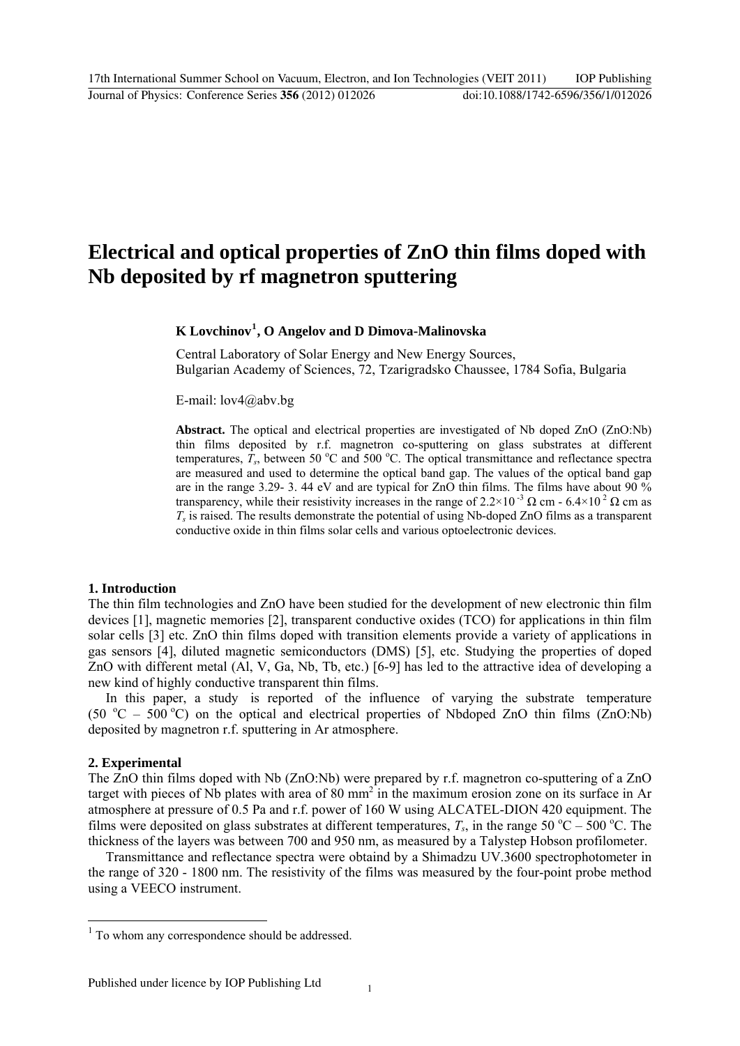# Electrical and optical properties of ZnO thin films doped with Nb deposited by rf magnetron sputtering

**K Lovchinov[1], O Angelov and D Dimova-Malinovska**

Central Laboratory of Solar Energy and New Energy Sources,
Bulgarian Academy of Sciences, 72, Tzarigradsko Chaussee, 1784 Sofia, Bulgaria

E-mail: lov4@abv.bg

**Abstract.** The optical and electrical properties are investigated of Nb doped ZnO (ZnO:Nb) thin films deposited by r.f. magnetron co-sputtering on glass substrates at different temperatures, $T_s$, between 50 °C and 500 °C. The optical transmittance and reflectance spectra are measured and used to determine the optical band gap. The values of the optical band gap are in the range 3.29- 3. 44 eV and are typical for ZnO thin films. The films have about 90 % transparency, while their resistivity increases in the range of $2.2\times10^{-3}$ Ω cm - $6.4\times10^{2}$ Ω cm as $T_s$ is raised. The results demonstrate the potential of using Nb-doped ZnO films as a transparent conductive oxide in thin films solar cells and various optoelectronic devices.

## 1. Introduction

The thin film technologies and ZnO have been studied for the development of new electronic thin film devices [1], magnetic memories [2], transparent conductive oxides (TCO) for applications in thin film solar cells [3] etc. ZnO thin films doped with transition elements provide a variety of applications in gas sensors [4], diluted magnetic semiconductors (DMS) [5], etc. Studying the properties of doped ZnO with different metal (Al, V, Ga, Nb, Tb, etc.) [6-9] has led to the attractive idea of developing a new kind of highly conductive transparent thin films.

In this paper, a study is reported of the influence of varying the substrate temperature (50 °C – 500 °C) on the optical and electrical properties of Nbdoped ZnO thin films (ZnO:Nb) deposited by magnetron r.f. sputtering in Ar atmosphere.

## 2. Experimental

The ZnO thin films doped with Nb (ZnO:Nb) were prepared by r.f. magnetron co-sputtering of a ZnO target with pieces of Nb plates with area of 80 mm$^2$ in the maximum erosion zone on its surface in Ar atmosphere at pressure of 0.5 Pa and r.f. power of 160 W using ALCATEL-DION 420 equipment. The films were deposited on glass substrates at different temperatures, $T_s$, in the range 50 °C – 500 °C. The thickness of the layers was between 700 and 950 nm, as measured by a Talystep Hobson profilometer.

Transmittance and reflectance spectra were obtaind by a Shimadzu UV.3600 spectrophotometer in the range of 320 - 1800 nm. The resistivity of the films was measured by the four-point probe method using a VEECO instrument.

[1] To whom any correspondence should be addressed.

Published under licence by IOP Publishing Ltd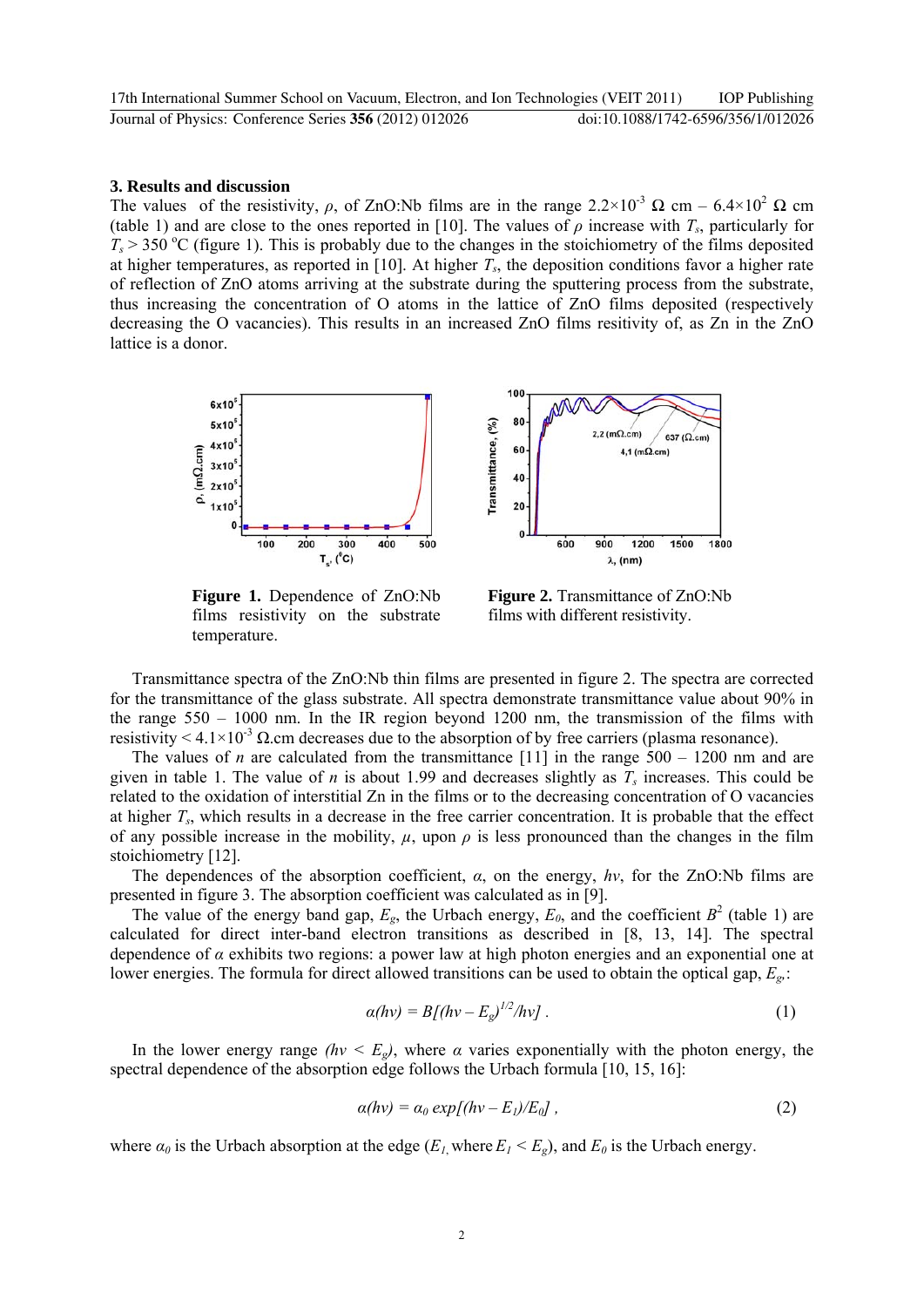### 3. Results and discussion

The values of the resistivity, $\rho$, of ZnO:Nb films are in the range $2.2\times10^{-3}$ $\Omega$ cm – $6.4\times10^{2}$ $\Omega$ cm (table 1) and are close to the ones reported in [10]. The values of $\rho$ increase with $T_s$, particularly for $T_s > 350$ °C (figure 1). This is probably due to the changes in the stoichiometry of the films deposited at higher temperatures, as reported in [10]. At higher $T_s$, the deposition conditions favor a higher rate of reflection of ZnO atoms arriving at the substrate during the sputtering process from the substrate, thus increasing the concentration of O atoms in the lattice of ZnO films deposited (respectively decreasing the O vacancies). This results in an increased ZnO films resitivity of, as Zn in the ZnO lattice is a donor.

**Figure 1.** Dependence of ZnO:Nb films resistivity on the substrate temperature.

**Figure 2.** Transmittance of ZnO:Nb films with different resistivity.

Transmittance spectra of the ZnO:Nb thin films are presented in figure 2. The spectra are corrected for the transmittance of the glass substrate. All spectra demonstrate transmittance value about 90% in the range 550 – 1000 nm. In the IR region beyond 1200 nm, the transmission of the films with resistivity $< 4.1\times10^{-3}$ Ω.cm decreases due to the absorption of by free carriers (plasma resonance).

The values of $n$ are calculated from the transmittance [11] in the range 500 – 1200 nm and are given in table 1. The value of $n$ is about 1.99 and decreases slightly as $T_s$ increases. This could be related to the oxidation of interstitial Zn in the films or to the decreasing concentration of O vacancies at higher $T_s$, which results in a decrease in the free carrier concentration. It is probable that the effect of any possible increase in the mobility, $\mu$, upon $\rho$ is less pronounced than the changes in the film stoichiometry [12].

The dependences of the absorption coefficient, $\alpha$, on the energy, $h\nu$, for the ZnO:Nb films are presented in figure 3. The absorption coefficient was calculated as in [9].

The value of the energy band gap, $E_g$, the Urbach energy, $E_0$, and the coefficient $B^2$ (table 1) are calculated for direct inter-band electron transitions as described in [8, 13, 14]. The spectral dependence of $\alpha$ exhibits two regions: a power law at high photon energies and an exponential one at lower energies. The formula for direct allowed transitions can be used to obtain the optical gap, $E_g$,:

$$\alpha(h\nu) = B[(h\nu - E_g)^{1/2}/h\nu] \ . \qquad (1)$$

In the lower energy range $(h\nu < E_g)$, where $\alpha$ varies exponentially with the photon energy, the spectral dependence of the absorption edge follows the Urbach formula [10, 15, 16]:

$$\alpha(h\nu) = \alpha_0 \exp[(h\nu - E_1)/E_0] \ , \qquad (2)$$

where $\alpha_0$ is the Urbach absorption at the edge ($E_1$, where $E_1 < E_g$), and $E_0$ is the Urbach energy.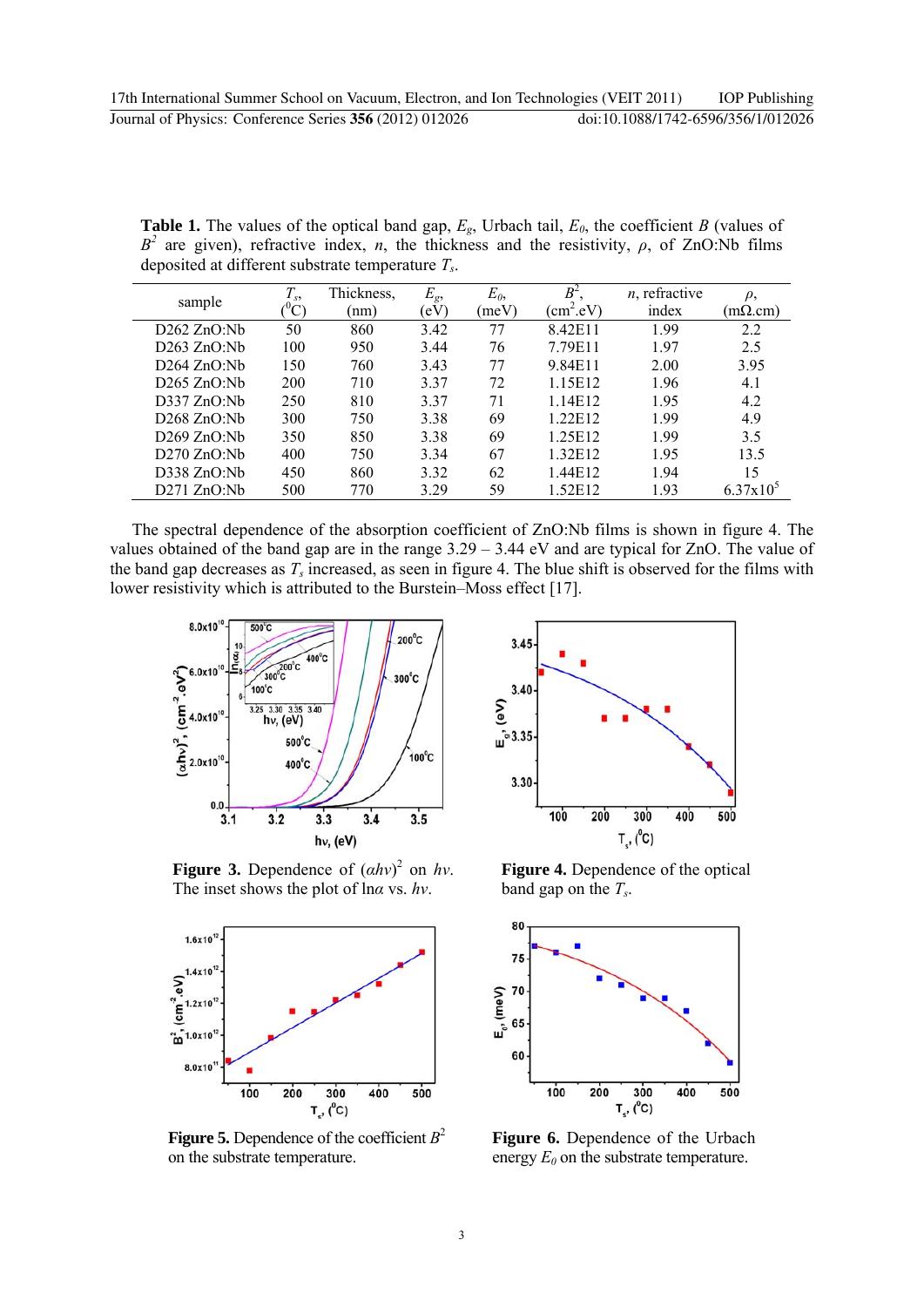**Table 1.** The values of the optical band gap, $E_g$, Urbach tail, $E_0$, the coefficient $B$ (values of $B^2$ are given), refractive index, $n$, the thickness and the resistivity, $\rho$, of ZnO:Nb films deposited at different substrate temperature $T_s$.

| sample | $T_s$, ($^0$C) | Thickness, (nm) | $E_g$, (eV) | $E_0$, (meV) | $B^2$, (cm$^2$.eV) | $n$, refractive index | $\rho$, (mΩ.cm) |
|---|---|---|---|---|---|---|---|
| D262 ZnO:Nb | 50 | 860 | 3.42 | 77 | 8.42E11 | 1.99 | 2.2 |
| D263 ZnO:Nb | 100 | 950 | 3.44 | 76 | 7.79E11 | 1.97 | 2.5 |
| D264 ZnO:Nb | 150 | 760 | 3.43 | 77 | 9.84E11 | 2.00 | 3.95 |
| D265 ZnO:Nb | 200 | 710 | 3.37 | 72 | 1.15E12 | 1.96 | 4.1 |
| D337 ZnO:Nb | 250 | 810 | 3.37 | 71 | 1.14E12 | 1.95 | 4.2 |
| D268 ZnO:Nb | 300 | 750 | 3.38 | 69 | 1.22E12 | 1.99 | 4.9 |
| D269 ZnO:Nb | 350 | 850 | 3.38 | 69 | 1.25E12 | 1.99 | 3.5 |
| D270 ZnO:Nb | 400 | 750 | 3.34 | 67 | 1.32E12 | 1.95 | 13.5 |
| D338 ZnO:Nb | 450 | 860 | 3.32 | 62 | 1.44E12 | 1.94 | 15 |
| D271 ZnO:Nb | 500 | 770 | 3.29 | 59 | 1.52E12 | 1.93 | $6.37 \times 10^5$ |

The spectral dependence of the absorption coefficient of ZnO:Nb films is shown in figure 4. The values obtained of the band gap are in the range 3.29 – 3.44 eV and are typical for ZnO. The value of the band gap decreases as $T_s$ increased, as seen in figure 4. The blue shift is observed for the films with lower resistivity which is attributed to the Burstein–Moss effect [17].

**Figure 3.** Dependence of $(\alpha h\nu)^2$ on $h\nu$. The inset shows the plot of ln$\alpha$ vs. $h\nu$.

**Figure 4.** Dependence of the optical band gap on the $T_s$.

**Figure 5.** Dependence of the coefficient $B^2$ on the substrate temperature.

**Figure 6.** Dependence of the Urbach energy $E_0$ on the substrate temperature.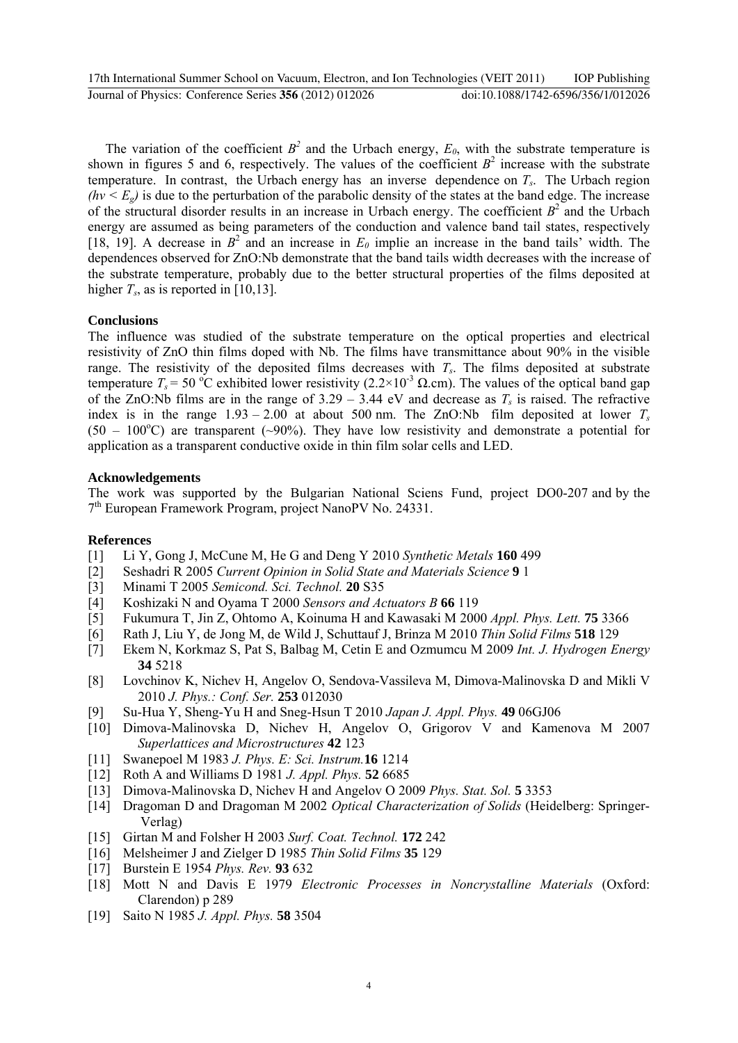The variation of the coefficient $B^2$ and the Urbach energy, $E_0$, with the substrate temperature is shown in figures 5 and 6, respectively. The values of the coefficient $B^2$ increase with the substrate temperature. In contrast, the Urbach energy has an inverse dependence on $T_s$. The Urbach region $(h\nu < E_g)$ is due to the perturbation of the parabolic density of the states at the band edge. The increase of the structural disorder results in an increase in Urbach energy. The coefficient $B^2$ and the Urbach energy are assumed as being parameters of the conduction and valence band tail states, respectively [18, 19]. A decrease in $B^2$ and an increase in $E_0$ implie an increase in the band tails' width. The dependences observed for ZnO:Nb demonstrate that the band tails width decreases with the increase of the substrate temperature, probably due to the better structural properties of the films deposited at higher $T_s$, as is reported in [10,13].

## Conclusions

The influence was studied of the substrate temperature on the optical properties and electrical resistivity of ZnO thin films doped with Nb. The films have transmittance about 90% in the visible range. The resistivity of the deposited films decreases with $T_s$. The films deposited at substrate temperature $T_s = 50$ °C exhibited lower resistivity ($2.2\times10^{-3}$ Ω.cm). The values of the optical band gap of the ZnO:Nb films are in the range of 3.29 – 3.44 eV and decrease as $T_s$ is raised. The refractive index is in the range 1.93 – 2.00 at about 500 nm. The ZnO:Nb film deposited at lower $T_s$ (50 – 100°C) are transparent (~90%). They have low resistivity and demonstrate a potential for application as a transparent conductive oxide in thin film solar cells and LED.

## Acknowledgements

The work was supported by the Bulgarian National Sciens Fund, project DO0-207 and by the 7th European Framework Program, project NanoPV No. 24331.

## References

[1] Li Y, Gong J, McCune M, He G and Deng Y 2010 *Synthetic Metals* **160** 499

[2] Seshadri R 2005 *Current Opinion in Solid State and Materials Science* **9** 1

[3] Minami T 2005 *Semicond. Sci. Technol.* **20** S35

[4] Koshizaki N and Oyama T 2000 *Sensors and Actuators B* **66** 119

[5] Fukumura T, Jin Z, Ohtomo A, Koinuma H and Kawasaki M 2000 *Appl. Phys. Lett.* **75** 3366

[6] Rath J, Liu Y, de Jong M, de Wild J, Schuttauf J, Brinza M 2010 *Thin Solid Films* **518** 129

[7] Ekem N, Korkmaz S, Pat S, Balbag M, Cetin E and Ozmumcu M 2009 *Int. J. Hydrogen Energy* **34** 5218

[8] Lovchinov K, Nichev H, Angelov O, Sendova-Vassileva M, Dimova-Malinovska D and Mikli V 2010 *J. Phys.: Conf. Ser.* **253** 012030

[9] Su-Hua Y, Sheng-Yu H and Sneg-Hsun T 2010 *Japan J. Appl. Phys.* **49** 06GJ06

[10] Dimova-Malinovska D, Nichev H, Angelov O, Grigorov V and Kamenova M 2007 *Superlattices and Microstructures* **42** 123

[11] Swanepoel M 1983 *J. Phys. E: Sci. Instrum.* **16** 1214

[12] Roth A and Williams D 1981 *J. Appl. Phys.* **52** 6685

[13] Dimova-Malinovska D, Nichev H and Angelov O 2009 *Phys. Stat. Sol.* **5** 3353

[14] Dragoman D and Dragoman M 2002 *Optical Characterization of Solids* (Heidelberg: Springer-Verlag)

[15] Girtan M and Folsher H 2003 *Surf. Coat. Technol.* **172** 242

[16] Melsheimer J and Zielger D 1985 *Thin Solid Films* **35** 129

[17] Burstein E 1954 *Phys. Rev.* **93** 632

[18] Mott N and Davis E 1979 *Electronic Processes in Noncrystalline Materials* (Oxford: Clarendon) p 289

[19] Saito N 1985 *J. Appl. Phys.* **58** 3504